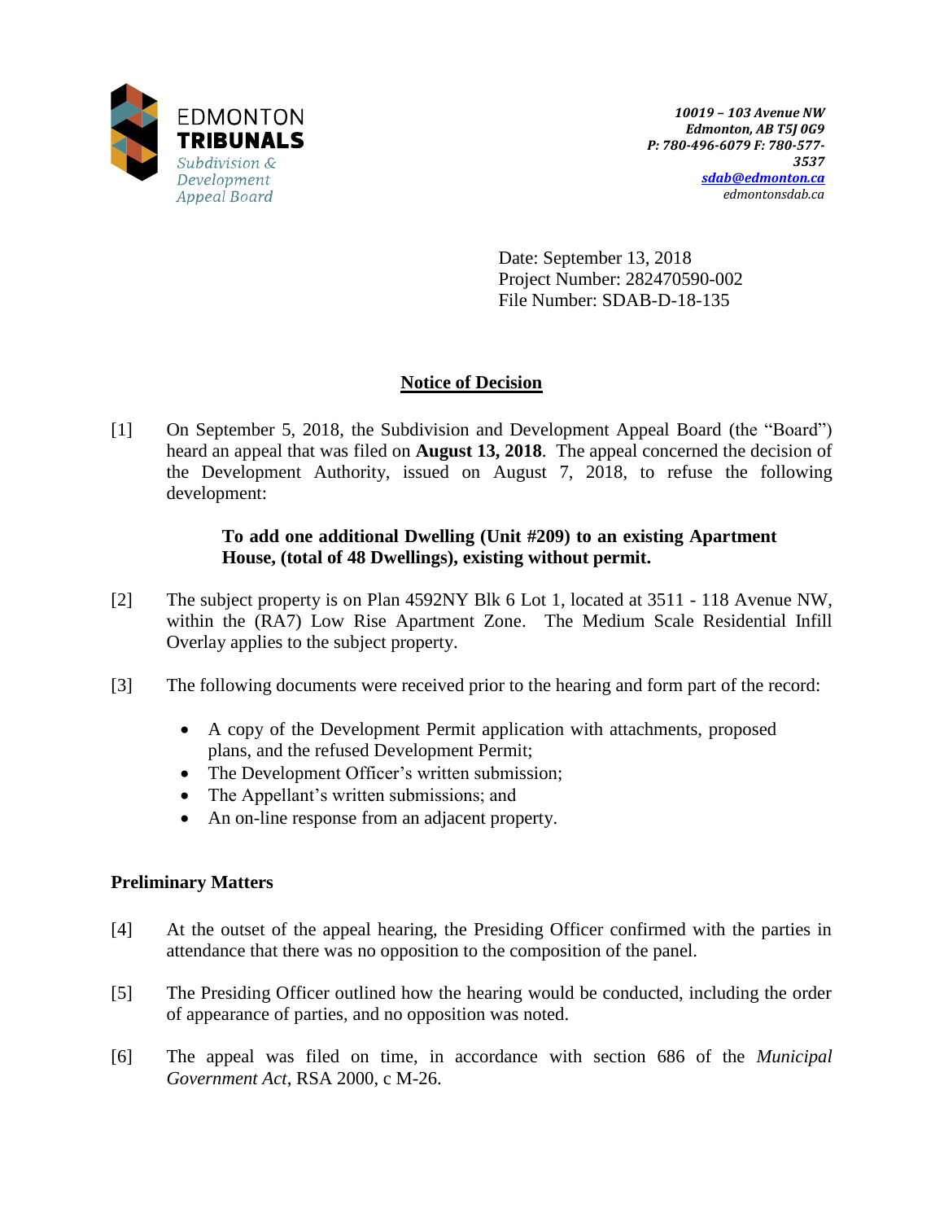EDMONTON
**TRIBUNALS**
*Subdivision & Development Appeal Board*

***10019 – 103 Avenue NW***
***Edmonton, AB T5J 0G9***
***P: 780-496-6079 F: 780-577-3537***
***sdab@edmonton.ca***
*edmontonsdab.ca*

Date: September 13, 2018
Project Number: 282470590-002
File Number: SDAB-D-18-135

## Notice of Decision

[1] On September 5, 2018, the Subdivision and Development Appeal Board (the "Board") heard an appeal that was filed on **August 13, 2018**. The appeal concerned the decision of the Development Authority, issued on August 7, 2018, to refuse the following development:

> **To add one additional Dwelling (Unit #209) to an existing Apartment House, (total of 48 Dwellings), existing without permit.**

[2] The subject property is on Plan 4592NY Blk 6 Lot 1, located at 3511 - 118 Avenue NW, within the (RA7) Low Rise Apartment Zone. The Medium Scale Residential Infill Overlay applies to the subject property.

[3] The following documents were received prior to the hearing and form part of the record:

- A copy of the Development Permit application with attachments, proposed plans, and the refused Development Permit;
- The Development Officer's written submission;
- The Appellant's written submissions; and
- An on-line response from an adjacent property.

### Preliminary Matters

[4] At the outset of the appeal hearing, the Presiding Officer confirmed with the parties in attendance that there was no opposition to the composition of the panel.

[5] The Presiding Officer outlined how the hearing would be conducted, including the order of appearance of parties, and no opposition was noted.

[6] The appeal was filed on time, in accordance with section 686 of the *Municipal Government Act*, RSA 2000, c M-26.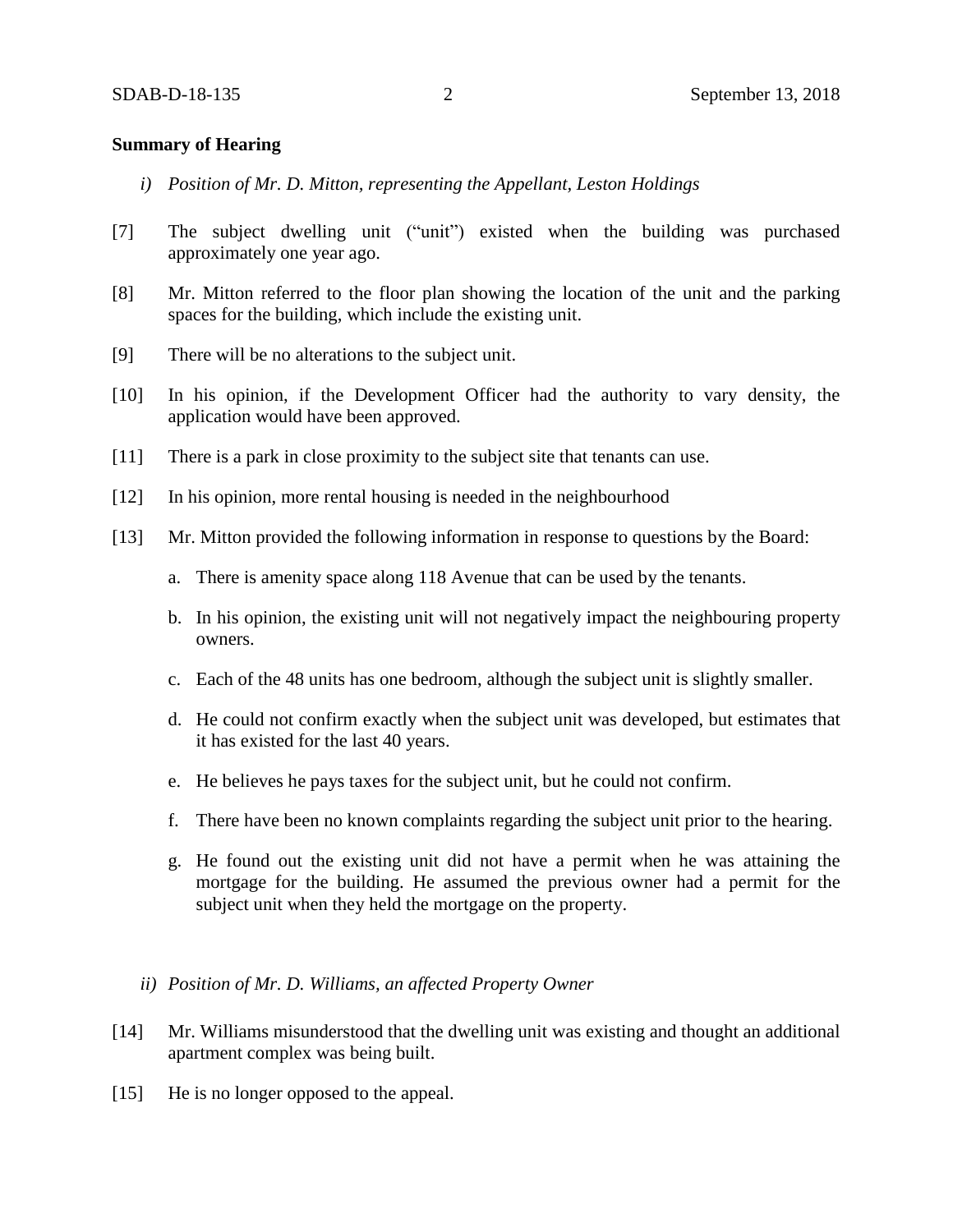**Summary of Hearing**

*i) Position of Mr. D. Mitton, representing the Appellant, Leston Holdings*

[7] The subject dwelling unit ("unit") existed when the building was purchased approximately one year ago.

[8] Mr. Mitton referred to the floor plan showing the location of the unit and the parking spaces for the building, which include the existing unit.

[9] There will be no alterations to the subject unit.

[10] In his opinion, if the Development Officer had the authority to vary density, the application would have been approved.

[11] There is a park in close proximity to the subject site that tenants can use.

[12] In his opinion, more rental housing is needed in the neighbourhood

[13] Mr. Mitton provided the following information in response to questions by the Board:

a. There is amenity space along 118 Avenue that can be used by the tenants.

b. In his opinion, the existing unit will not negatively impact the neighbouring property owners.

c. Each of the 48 units has one bedroom, although the subject unit is slightly smaller.

d. He could not confirm exactly when the subject unit was developed, but estimates that it has existed for the last 40 years.

e. He believes he pays taxes for the subject unit, but he could not confirm.

f. There have been no known complaints regarding the subject unit prior to the hearing.

g. He found out the existing unit did not have a permit when he was attaining the mortgage for the building. He assumed the previous owner had a permit for the subject unit when they held the mortgage on the property.

*ii) Position of Mr. D. Williams, an affected Property Owner*

[14] Mr. Williams misunderstood that the dwelling unit was existing and thought an additional apartment complex was being built.

[15] He is no longer opposed to the appeal.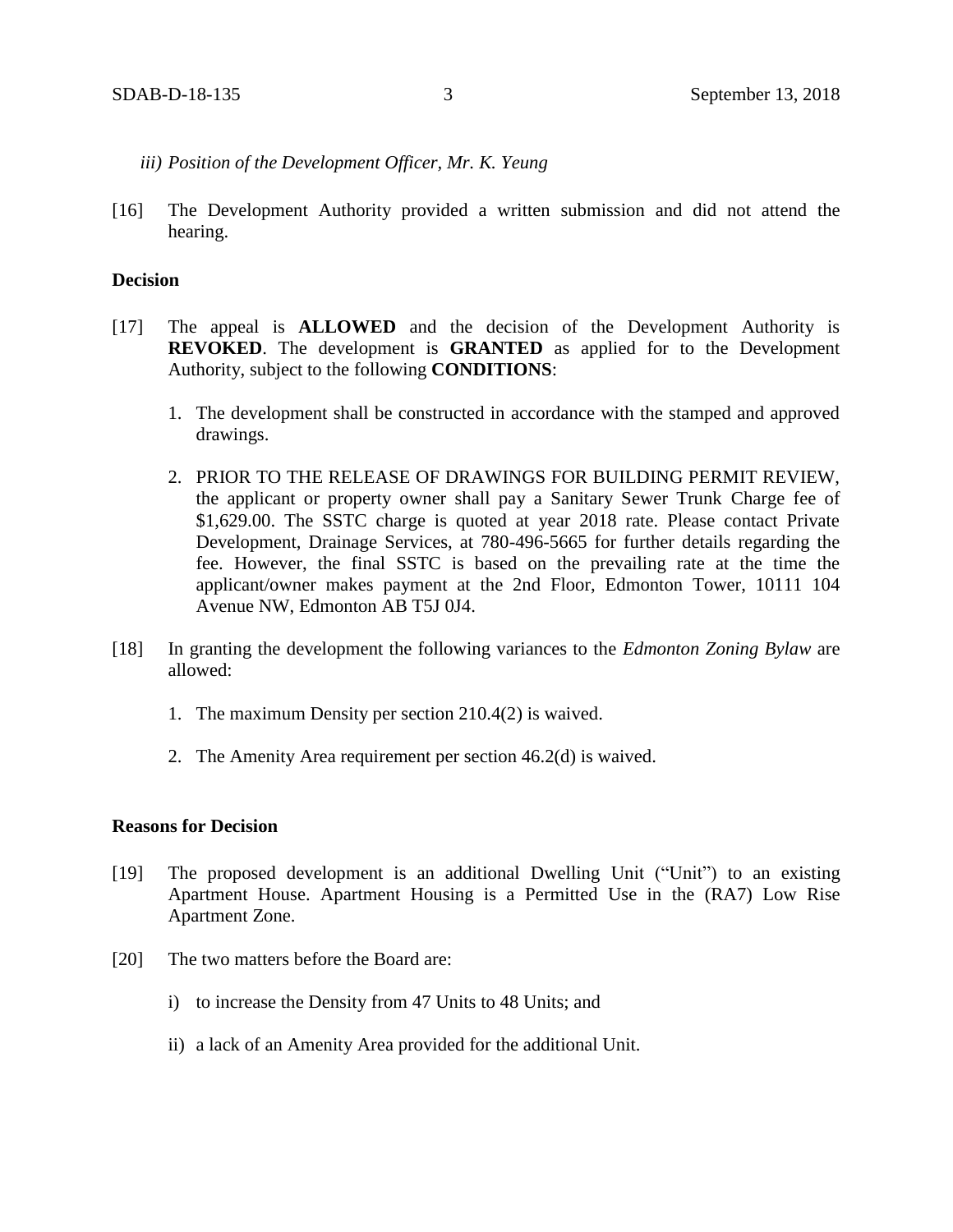*iii) Position of the Development Officer, Mr. K. Yeung*

[16] The Development Authority provided a written submission and did not attend the hearing.

**Decision**

[17] The appeal is **ALLOWED** and the decision of the Development Authority is **REVOKED**. The development is **GRANTED** as applied for to the Development Authority, subject to the following **CONDITIONS**:

1. The development shall be constructed in accordance with the stamped and approved drawings.

2. PRIOR TO THE RELEASE OF DRAWINGS FOR BUILDING PERMIT REVIEW, the applicant or property owner shall pay a Sanitary Sewer Trunk Charge fee of $1,629.00. The SSTC charge is quoted at year 2018 rate. Please contact Private Development, Drainage Services, at 780-496-5665 for further details regarding the fee. However, the final SSTC is based on the prevailing rate at the time the applicant/owner makes payment at the 2nd Floor, Edmonton Tower, 10111 104 Avenue NW, Edmonton AB T5J 0J4.

[18] In granting the development the following variances to the *Edmonton Zoning Bylaw* are allowed:

1. The maximum Density per section 210.4(2) is waived.

2. The Amenity Area requirement per section 46.2(d) is waived.

**Reasons for Decision**

[19] The proposed development is an additional Dwelling Unit ("Unit") to an existing Apartment House. Apartment Housing is a Permitted Use in the (RA7) Low Rise Apartment Zone.

[20] The two matters before the Board are:

i) to increase the Density from 47 Units to 48 Units; and

ii) a lack of an Amenity Area provided for the additional Unit.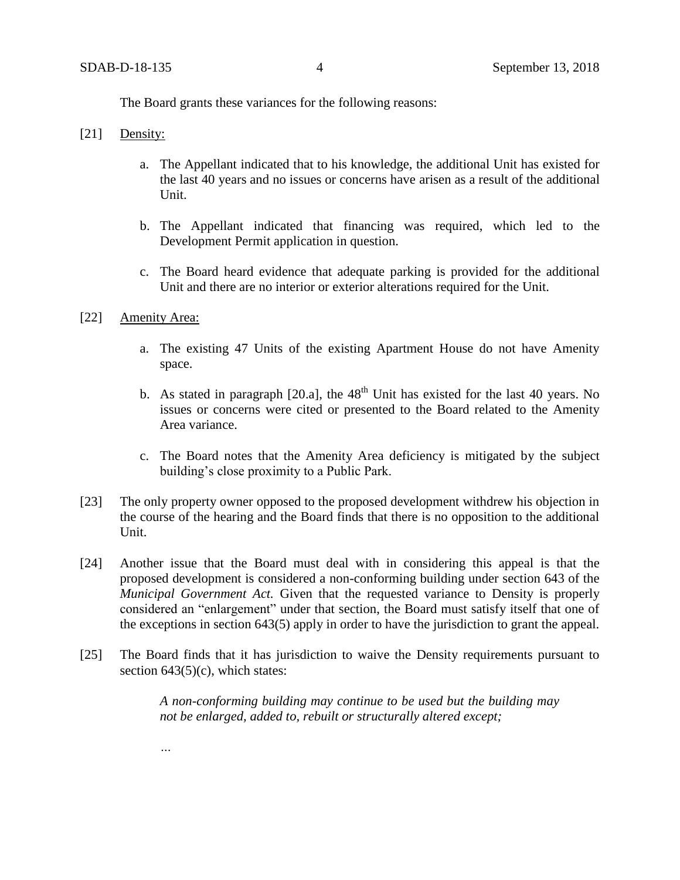The Board grants these variances for the following reasons:

[21] Density:

a. The Appellant indicated that to his knowledge, the additional Unit has existed for the last 40 years and no issues or concerns have arisen as a result of the additional Unit.

b. The Appellant indicated that financing was required, which led to the Development Permit application in question.

c. The Board heard evidence that adequate parking is provided for the additional Unit and there are no interior or exterior alterations required for the Unit.

[22] Amenity Area:

a. The existing 47 Units of the existing Apartment House do not have Amenity space.

b. As stated in paragraph [20.a], the 48th Unit has existed for the last 40 years. No issues or concerns were cited or presented to the Board related to the Amenity Area variance.

c. The Board notes that the Amenity Area deficiency is mitigated by the subject building's close proximity to a Public Park.

[23] The only property owner opposed to the proposed development withdrew his objection in the course of the hearing and the Board finds that there is no opposition to the additional Unit.

[24] Another issue that the Board must deal with in considering this appeal is that the proposed development is considered a non-conforming building under section 643 of the *Municipal Government Act.* Given that the requested variance to Density is properly considered an "enlargement" under that section, the Board must satisfy itself that one of the exceptions in section 643(5) apply in order to have the jurisdiction to grant the appeal.

[25] The Board finds that it has jurisdiction to waive the Density requirements pursuant to section 643(5)(c), which states:

> *A non-conforming building may continue to be used but the building may not be enlarged, added to, rebuilt or structurally altered except;*
>
> …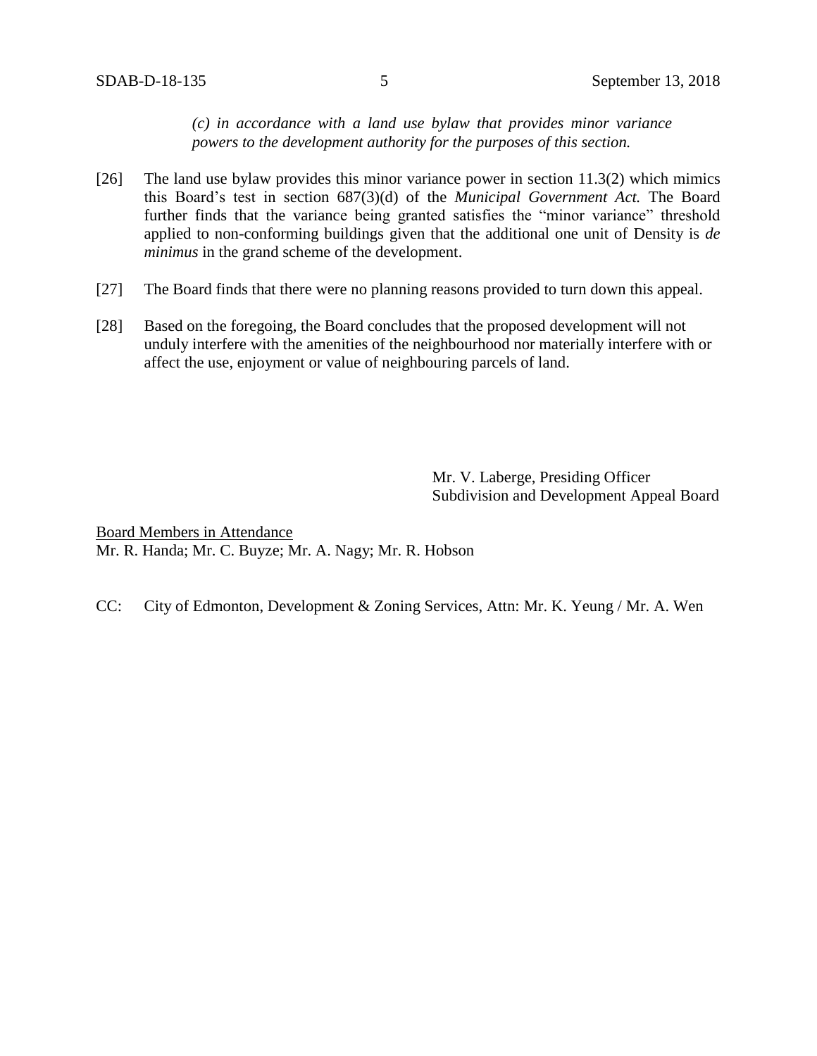*(c) in accordance with a land use bylaw that provides minor variance powers to the development authority for the purposes of this section.*

[26] The land use bylaw provides this minor variance power in section 11.3(2) which mimics this Board's test in section 687(3)(d) of the *Municipal Government Act.* The Board further finds that the variance being granted satisfies the "minor variance" threshold applied to non-conforming buildings given that the additional one unit of Density is *de minimus* in the grand scheme of the development.

[27] The Board finds that there were no planning reasons provided to turn down this appeal.

[28] Based on the foregoing, the Board concludes that the proposed development will not unduly interfere with the amenities of the neighbourhood nor materially interfere with or affect the use, enjoyment or value of neighbouring parcels of land.

Mr. V. Laberge, Presiding Officer
Subdivision and Development Appeal Board

Board Members in Attendance
Mr. R. Handa; Mr. C. Buyze; Mr. A. Nagy; Mr. R. Hobson

CC: City of Edmonton, Development & Zoning Services, Attn: Mr. K. Yeung / Mr. A. Wen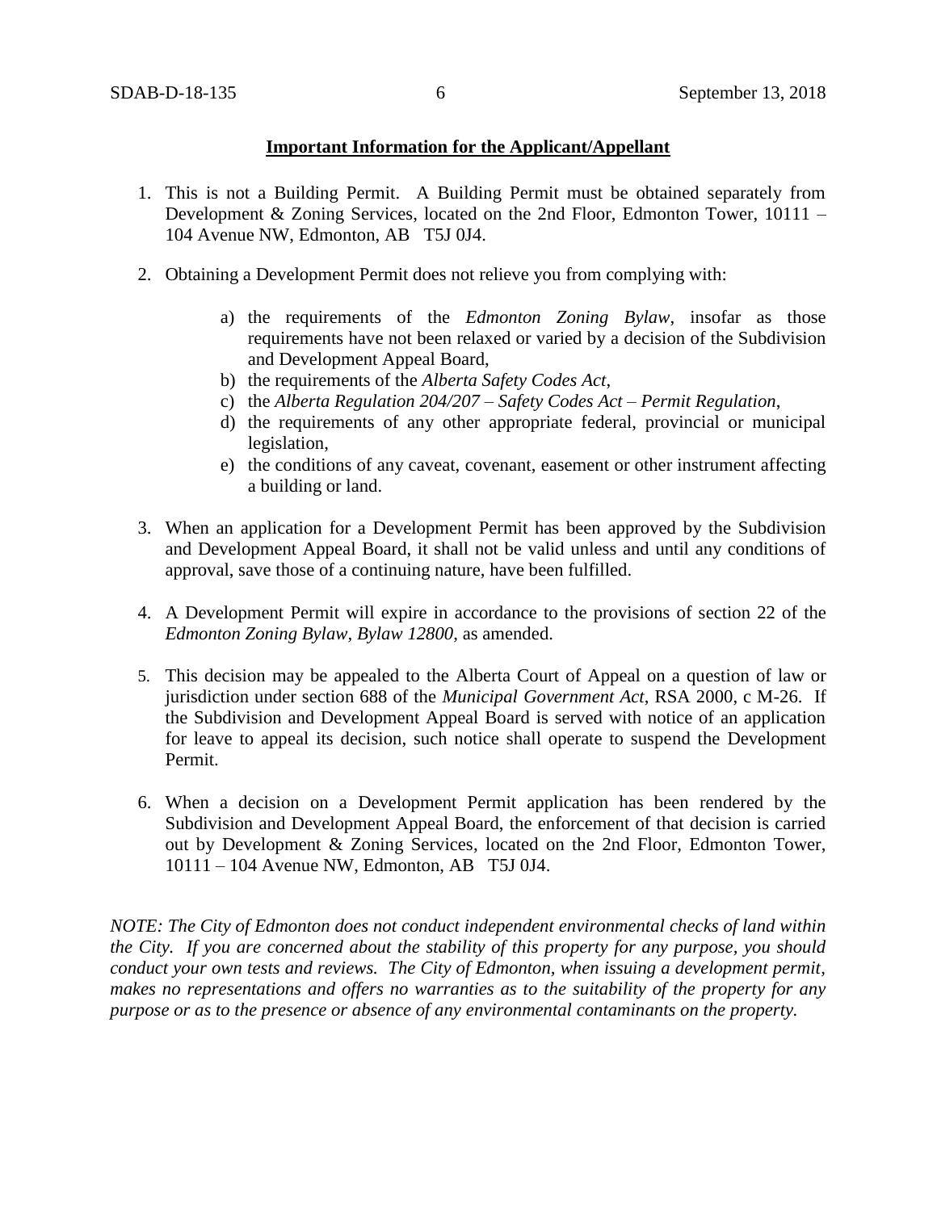**Important Information for the Applicant/Appellant**

1. This is not a Building Permit. A Building Permit must be obtained separately from Development & Zoning Services, located on the 2nd Floor, Edmonton Tower, 10111 – 104 Avenue NW, Edmonton, AB T5J 0J4.

2. Obtaining a Development Permit does not relieve you from complying with:

    a) the requirements of the *Edmonton Zoning Bylaw*, insofar as those requirements have not been relaxed or varied by a decision of the Subdivision and Development Appeal Board,
    b) the requirements of the *Alberta Safety Codes Act*,
    c) the *Alberta Regulation 204/207 – Safety Codes Act – Permit Regulation*,
    d) the requirements of any other appropriate federal, provincial or municipal legislation,
    e) the conditions of any caveat, covenant, easement or other instrument affecting a building or land.

3. When an application for a Development Permit has been approved by the Subdivision and Development Appeal Board, it shall not be valid unless and until any conditions of approval, save those of a continuing nature, have been fulfilled.

4. A Development Permit will expire in accordance to the provisions of section 22 of the *Edmonton Zoning Bylaw, Bylaw 12800*, as amended.

5. This decision may be appealed to the Alberta Court of Appeal on a question of law or jurisdiction under section 688 of the *Municipal Government Act*, RSA 2000, c M-26. If the Subdivision and Development Appeal Board is served with notice of an application for leave to appeal its decision, such notice shall operate to suspend the Development Permit.

6. When a decision on a Development Permit application has been rendered by the Subdivision and Development Appeal Board, the enforcement of that decision is carried out by Development & Zoning Services, located on the 2nd Floor, Edmonton Tower, 10111 – 104 Avenue NW, Edmonton, AB T5J 0J4.

*NOTE: The City of Edmonton does not conduct independent environmental checks of land within the City. If you are concerned about the stability of this property for any purpose, you should conduct your own tests and reviews. The City of Edmonton, when issuing a development permit, makes no representations and offers no warranties as to the suitability of the property for any purpose or as to the presence or absence of any environmental contaminants on the property.*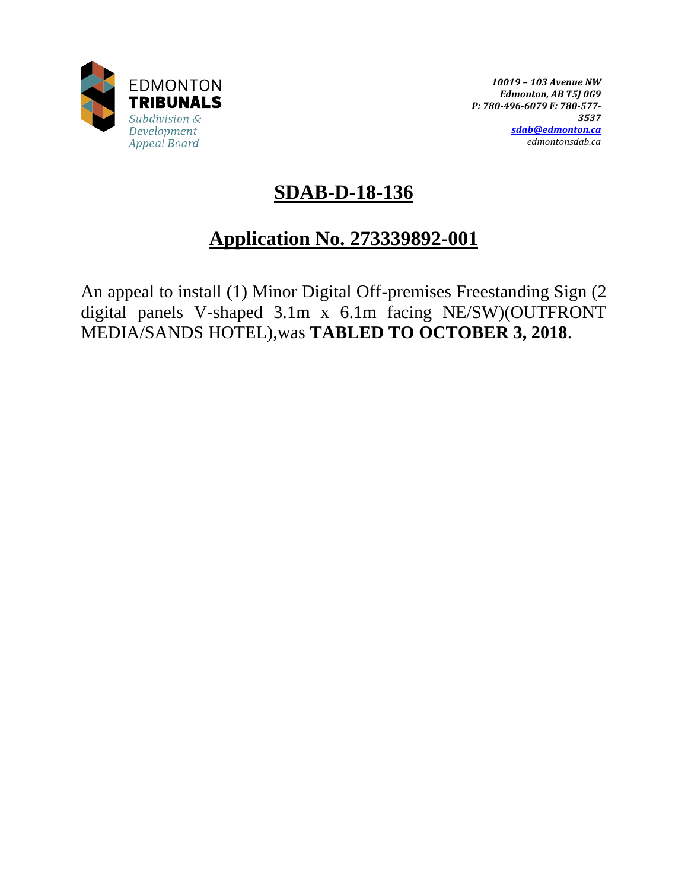EDMONTON
**TRIBUNALS**
*Subdivision & Development Appeal Board*

***10019 – 103 Avenue NW***
***Edmonton, AB T5J 0G9***
***P: 780-496-6079 F: 780-577-3537***
***sdab@edmonton.ca***
*edmontonsdab.ca*

# SDAB-D-18-136

## Application No. 273339892-001

An appeal to install (1) Minor Digital Off-premises Freestanding Sign (2 digital panels V-shaped 3.1m x 6.1m facing NE/SW)(OUTFRONT MEDIA/SANDS HOTEL),was **TABLED TO OCTOBER 3, 2018**.